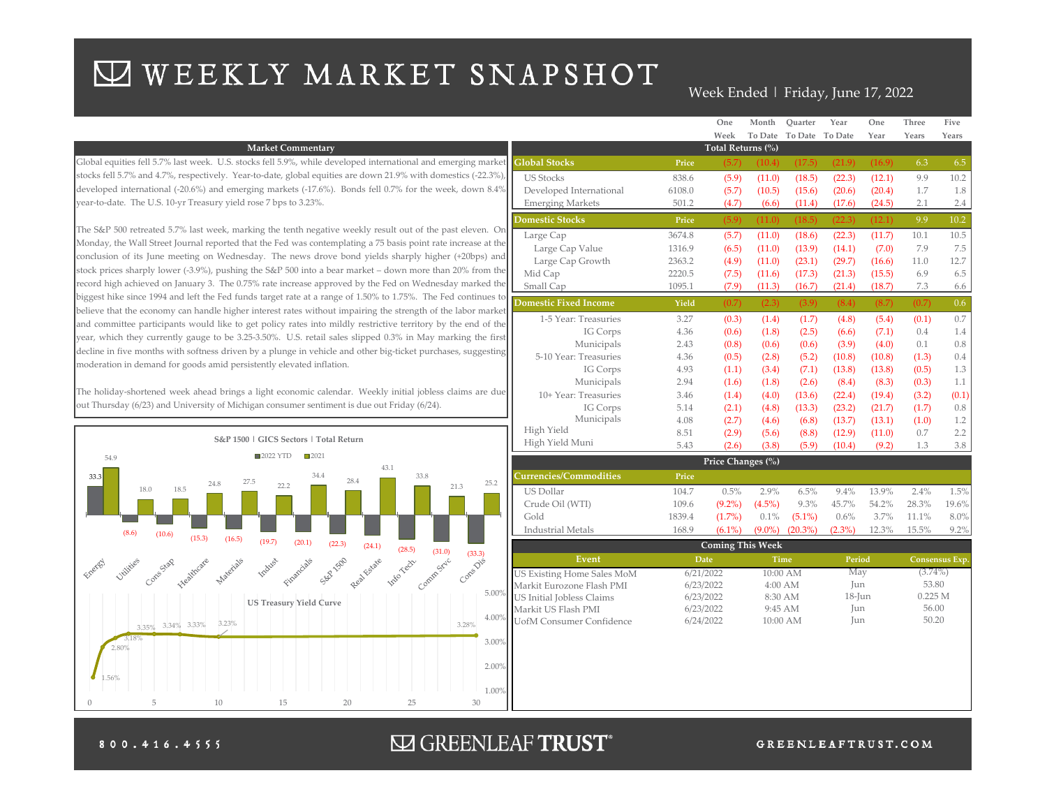# WEEKLY MARKET SNAPSHOT

Week Ended | Friday, June 17, 2022

## Market Commentary

Global equities fell 5.7% last week. U.S. stocks fell 5.9%, while developed international and emerging market stocks fell 5.7% and 4.7%, respectively. Year-to-date, global equities are down 21.9% with domestics (-22.3%), developed international (-20.6%) and emerging markets (-17.6%). Bonds fell 0.7% for the week, down 8.4% year-to-date. The U.S. 10-yr Treasury yield rose 7 bps to 3.23%.

The S&P 500 retreated 5.7% last week, marking the tenth negative weekly result out of the past eleven. On Monday, the Wall Street Journal reported that the Fed was contemplating a 75 basis point rate increase at the conclusion of its June meeting on Wednesday. The news drove bond yields sharply higher (+20bps) and stock prices sharply lower (-3.9%), pushing the S&P 500 into a bear market – down more than 20% from the record high achieved on January 3. The 0.75% rate increase approved by the Fed on Wednesday marked the biggest hike since 1994 and left the Fed funds target rate at a range of 1.50% to 1.75%. The Fed continues to believe that the economy can handle higher interest rates without impairing the strength of the labor market and committee participants would like to get policy rates into mildly restrictive territory by the end of the year, which they currently gauge to be 3.25-3.50%. U.S. retail sales slipped 0.3% in May marking the first decline in five months with softness driven by a plunge in vehicle and other big-ticket purchases, suggesting moderation in demand for goods amid persistently elevated inflation.

The holiday-shortened week ahead brings a light economic calendar. Weekly initial jobless claims are due out Thursday (6/23) and University of Michigan consumer sentiment is due out Friday (6/24).

## S&P 1500 | GICS Sectors | Total Return

| Sector | 2022 YTD | 2021 |
|---|---|---|
| Energy | 33.3 | 54.9 |
| Utilities | (8.6) | 18.0 |
| Cons Stap | (10.6) | 18.5 |
| Healthcare | (15.3) | 24.8 |
| Materials | (16.5) | 27.5 |
| Indust | (19.7) | 22.2 |
| Financials | (20.1) | 34.4 |
| S&P 1500 | (22.3) | 28.4 |
| Real Estate | (24.1) | 43.1 |
| Info Tech. | (28.5) | 33.8 |
| Comm Srvc | (31.0) | 21.3 |
| Cons Dis | (33.3) | 25.2 |

## US Treasury Yield Curve

| Maturity (Years) | Yield |
|---|---|
| 0 (approx.) | 1.56% |
| 1 | 2.80% |
| 2 | 3.18% |
| 3 | 3.35% |
| 5 | 3.34% |
| 7 | 3.33% |
| 10 | 3.23% |
| 30 | 3.28% |

## Total Returns (%)

| | Price | One Week | Month To Date | Quarter To Date | Year To Date | One Year | Three Years | Five Years |
|---|---|---|---|---|---|---|---|---|
| **Global Stocks** | | (5.7) | (10.4) | (17.5) | (21.9) | (16.9) | 6.3 | 6.5 |
| US Stocks | 838.6 | (5.9) | (11.0) | (18.5) | (22.3) | (12.1) | 9.9 | 10.2 |
| Developed International | 6108.0 | (5.7) | (10.5) | (15.6) | (20.6) | (20.4) | 1.7 | 1.8 |
| Emerging Markets | 501.2 | (4.7) | (6.6) | (11.4) | (17.6) | (24.5) | 2.1 | 2.4 |
| **Domestic Stocks** | | (5.9) | (11.0) | (18.5) | (22.3) | (12.1) | 9.9 | 10.2 |
| Large Cap | 3674.8 | (5.7) | (11.0) | (18.6) | (22.3) | (11.7) | 10.1 | 10.5 |
| Large Cap Value | 1316.9 | (6.5) | (11.0) | (13.9) | (14.1) | (7.0) | 7.9 | 7.5 |
| Large Cap Growth | 2363.2 | (4.9) | (11.0) | (23.1) | (29.7) | (16.6) | 11.0 | 12.7 |
| Mid Cap | 2220.5 | (7.5) | (11.6) | (17.3) | (21.3) | (15.5) | 6.9 | 6.5 |
| Small Cap | 1095.1 | (7.9) | (11.3) | (16.7) | (21.4) | (18.7) | 7.3 | 6.6 |
| **Domestic Fixed Income** | **Yield** | (0.7) | (2.3) | (3.9) | (8.4) | (8.7) | (0.7) | 0.6 |
| 1-5 Year: Treasuries | 3.27 | (0.3) | (1.4) | (1.7) | (4.8) | (5.4) | (0.1) | 0.7 |
| IG Corps | 4.36 | (0.6) | (1.8) | (2.5) | (6.6) | (7.1) | 0.4 | 1.4 |
| Municipals | 2.43 | (0.8) | (0.6) | (0.6) | (3.9) | (4.0) | 0.1 | 0.8 |
| 5-10 Year: Treasuries | 4.36 | (0.5) | (2.8) | (5.2) | (10.8) | (10.8) | (1.3) | 0.4 |
| IG Corps | 4.93 | (1.1) | (3.4) | (7.1) | (13.8) | (13.8) | (0.5) | 1.3 |
| Municipals | 2.94 | (1.6) | (1.8) | (2.6) | (8.4) | (8.3) | (0.3) | 1.1 |
| 10+ Year: Treasuries | 3.46 | (1.4) | (4.0) | (13.6) | (22.4) | (19.4) | (3.2) | (0.1) |
| IG Corps | 5.14 | (2.1) | (4.8) | (13.3) | (23.2) | (21.7) | (1.7) | 0.8 |
| Municipals | 4.08 | (2.7) | (4.6) | (6.8) | (13.7) | (13.1) | (1.0) | 1.2 |
| High Yield | 8.51 | (2.9) | (5.6) | (8.8) | (12.9) | (11.0) | 0.7 | 2.2 |
| High Yield Muni | 5.43 | (2.6) | (3.8) | (5.9) | (10.4) | (9.2) | 1.3 | 3.8 |

## Price Changes (%)

| Currencies/Commodities | Price | One Week | Month To Date | Quarter To Date | Year To Date | One Year | Three Years | Five Years |
|---|---|---|---|---|---|---|---|---|
| US Dollar | 104.7 | 0.5% | 2.9% | 6.5% | 9.4% | 13.9% | 2.4% | 1.5% |
| Crude Oil (WTI) | 109.6 | (9.2%) | (4.5%) | 9.3% | 45.7% | 54.2% | 28.3% | 19.6% |
| Gold | 1839.4 | (1.7%) | 0.1% | (5.1%) | 0.6% | 3.7% | 11.1% | 8.0% |
| Industrial Metals | 168.9 | (6.1%) | (9.0%) | (20.3%) | (2.3%) | 12.3% | 15.5% | 9.2% |

## Coming This Week

| Event | Date | Time | Period | Consensus Exp. |
|---|---|---|---|---|
| US Existing Home Sales MoM | 6/21/2022 | 10:00 AM | May | (3.74%) |
| Markit Eurozone Flash PMI | 6/23/2022 | 4:00 AM | Jun | 53.80 |
| US Initial Jobless Claims | 6/23/2022 | 8:30 AM | 18-Jun | 0.225 M |
| Markit US Flash PMI | 6/23/2022 | 9:45 AM | Jun | 56.00 |
| UofM Consumer Confidence | 6/24/2022 | 10:00 AM | Jun | 50.20 |

800.416.4555 | GREENLEAF TRUST | GREENLEAFTRUST.COM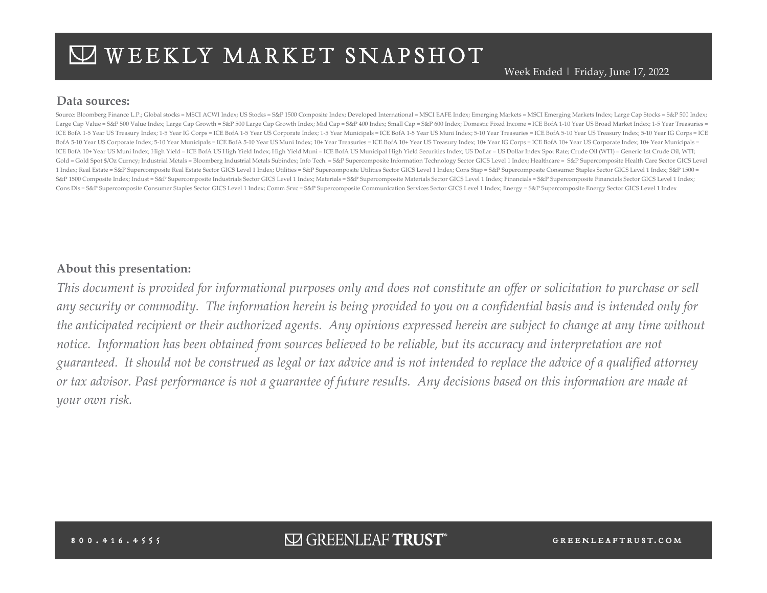# WEEKLY MARKET SNAPSHOT

Week Ended | Friday, June 17, 2022

## Data sources:

Source: Bloomberg Finance L.P.; Global stocks = MSCI ACWI Index; US Stocks = S&P 1500 Composite Index; Developed International = MSCI EAFE Index; Emerging Markets = MSCI Emerging Markets Index; Large Cap Stocks = S&P 500 Index; Large Cap Value = S&P 500 Value Index; Large Cap Growth = S&P 500 Large Cap Growth Index; Mid Cap = S&P 400 Index; Small Cap = S&P 600 Index; Domestic Fixed Income = ICE BofA 1-10 Year US Broad Market Index; 1-5 Year Treasuries = ICE BofA 1-5 Year US Treasury Index; 1-5 Year IG Corps = ICE BofA 1-5 Year US Corporate Index; 1-5 Year Municipals = ICE BofA 1-5 Year US Muni Index; 5-10 Year Treasuries = ICE BofA 5-10 Year US Treasury Index; 5-10 Year IG Corps = ICE BofA 5-10 Year US Corporate Index; 5-10 Year Municipals = ICE BofA 5-10 Year US Muni Index; 10+ Year Treasuries = ICE BofA 10+ Year US Treasury Index; 10+ Year IG Corps = ICE BofA 10+ Year US Corporate Index; 10+ Year Municipals = ICE BofA 10+ Year US Muni Index; High Yield = ICE BofA US High Yield Index; High Yield Muni = ICE BofA US Municipal High Yield Securities Index; US Dollar = US Dollar Index Spot Rate; Crude Oil (WTI) = Generic 1st Crude Oil, WTI; Gold = Gold Spot $/Oz Curncy; Industrial Metals = Bloomberg Industrial Metals Subindex; Info Tech. = S&P Supercomposite Information Technology Sector GICS Level 1 Index; Healthcare = S&P Supercomposite Health Care Sector GICS Level 1 Index; Real Estate = S&P Supercomposite Real Estate Sector GICS Level 1 Index; Utilities = S&P Supercomposite Utilities Sector GICS Level 1 Index; Cons Stap = S&P Supercomposite Consumer Staples Sector GICS Level 1 Index; S&P 1500 = S&P 1500 Composite Index; Indust = S&P Supercomposite Industrials Sector GICS Level 1 Index; Materials = S&P Supercomposite Materials Sector GICS Level 1 Index; Financials = S&P Supercomposite Financials Sector GICS Level 1 Index; Cons Dis = S&P Supercomposite Consumer Staples Sector GICS Level 1 Index; Comm Srvc = S&P Supercomposite Communication Services Sector GICS Level 1 Index; Energy = S&P Supercomposite Energy Sector GICS Level 1 Index

## About this presentation:

*This document is provided for informational purposes only and does not constitute an offer or solicitation to purchase or sell any security or commodity. The information herein is being provided to you on a confidential basis and is intended only for the anticipated recipient or their authorized agents. Any opinions expressed herein are subject to change at any time without notice. Information has been obtained from sources believed to be reliable, but its accuracy and interpretation are not guaranteed. It should not be construed as legal or tax advice and is not intended to replace the advice of a qualified attorney or tax advisor. Past performance is not a guarantee of future results. Any decisions based on this information are made at your own risk.*

800.416.4555 | GREENLEAF TRUST | GREENLEAFTRUST.COM